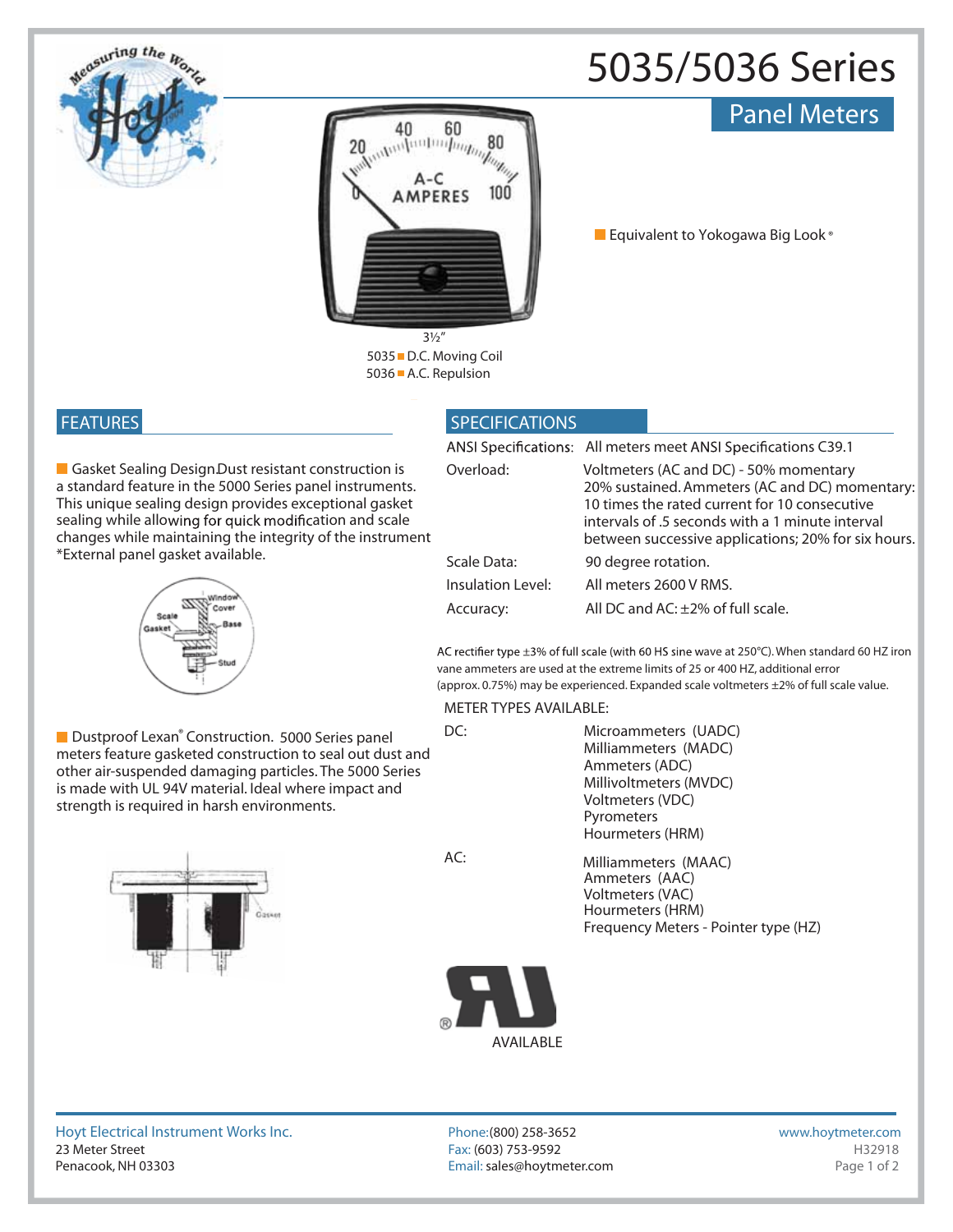# 5035/5036 Series

## Panel Meters

3½"

5035 ■ D.C. Moving Coil
5036 ■ A.C. Repulsion

■ Equivalent to Yokogawa Big Look®

## FEATURES

■ Gasket Sealing Design. Dust resistant construction is a standard feature in the 5000 Series panel instruments. This unique sealing design provides exceptional gasket sealing while allowing for quick modification and scale changes while maintaining the integrity of the instrument *External panel gasket available.

■ Dustproof Lexan® Construction. 5000 Series panel meters feature gasketed construction to seal out dust and other air-suspended damaging particles. The 5000 Series is made with UL 94V material. Ideal where impact and strength is required in harsh environments.

## SPECIFICATIONS

| | |
|---|---|
| ANSI Specifications: | All meters meet ANSI Specifications C39.1 |
| Overload: | Voltmeters (AC and DC) - 50% momentary 20% sustained. Ammeters (AC and DC) momentary: 10 times the rated current for 10 consecutive intervals of .5 seconds with a 1 minute interval between successive applications; 20% for six hours. |
| Scale Data: | 90 degree rotation. |
| Insulation Level: | All meters 2600 V RMS. |
| Accuracy: | All DC and AC: ±2% of full scale. |

AC rectifier type ±3% of full scale (with 60 HS sine wave at 250°C). When standard 60 HZ iron vane ammeters are used at the extreme limits of 25 or 400 HZ, additional error (approx. 0.75%) may be experienced. Expanded scale voltmeters ±2% of full scale value.

METER TYPES AVAILABLE:

DC:
- Microammeters (UADC)
- Milliammeters (MADC)
- Ammeters (ADC)
- Millivoltmeters (MVDC)
- Voltmeters (VDC)
- Pyrometers
- Hourmeters (HRM)

AC:
- Milliammeters (MAAC)
- Ammeters (AAC)
- Voltmeters (VAC)
- Hourmeters (HRM)
- Frequency Meters - Pointer type (HZ)

UL AVAILABLE

Hoyt Electrical Instrument Works Inc.
23 Meter Street
Penacook, NH 03303

Phone: (800) 258-3652
Fax: (603) 753-9592
Email: sales@hoytmeter.com

www.hoytmeter.com
H32918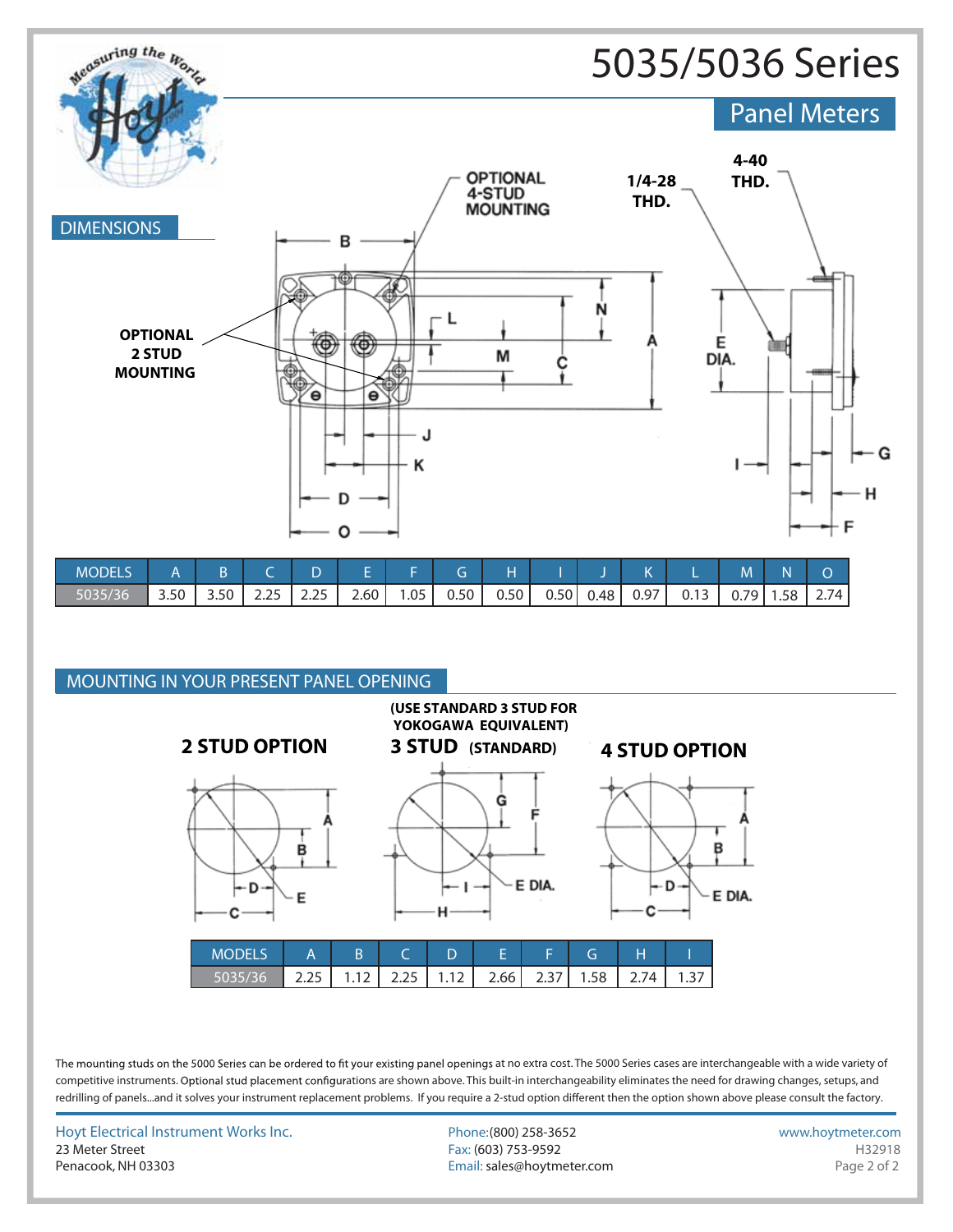# 5035/5036 Series

## Panel Meters

## DIMENSIONS

OPTIONAL 4-STUD MOUNTING

1/4-28 THD.

4-40 THD.

OPTIONAL 2 STUD MOUNTING

| MODELS | A | B | C | D | E | F | G | H | I | J | K | L | M | N | O |
|---|---|---|---|---|---|---|---|---|---|---|---|---|---|---|---|
| 5035/36 | 3.50 | 3.50 | 2.25 | 2.25 | 2.60 | 1.05 | 0.50 | 0.50 | 0.50 | 0.48 | 0.97 | 0.13 | 0.79 | 1.58 | 2.74 |

## MOUNTING IN YOUR PRESENT PANEL OPENING

**2 STUD OPTION**

**(USE STANDARD 3 STUD FOR YOKOGAWA EQUIVALENT)**
**3 STUD (STANDARD)**

**4 STUD OPTION**

| MODELS | A | B | C | D | E | F | G | H | I |
|---|---|---|---|---|---|---|---|---|---|
| 5035/36 | 2.25 | 1.12 | 2.25 | 1.12 | 2.66 | 2.37 | 1.58 | 2.74 | 1.37 |

The mounting studs on the 5000 Series can be ordered to fit your existing panel openings at no extra cost. The 5000 Series cases are interchangeable with a wide variety of competitive instruments. Optional stud placement configurations are shown above. This built-in interchangeability eliminates the need for drawing changes, setups, and redrilling of panels...and it solves your instrument replacement problems. If you require a 2-stud option different then the option shown above please consult the factory.

Hoyt Electrical Instrument Works Inc.
23 Meter Street
Penacook, NH 03303

Phone:(800) 258-3652
Fax: (603) 753-9592
Email: sales@hoytmeter.com

www.hoytmeter.com
H32918